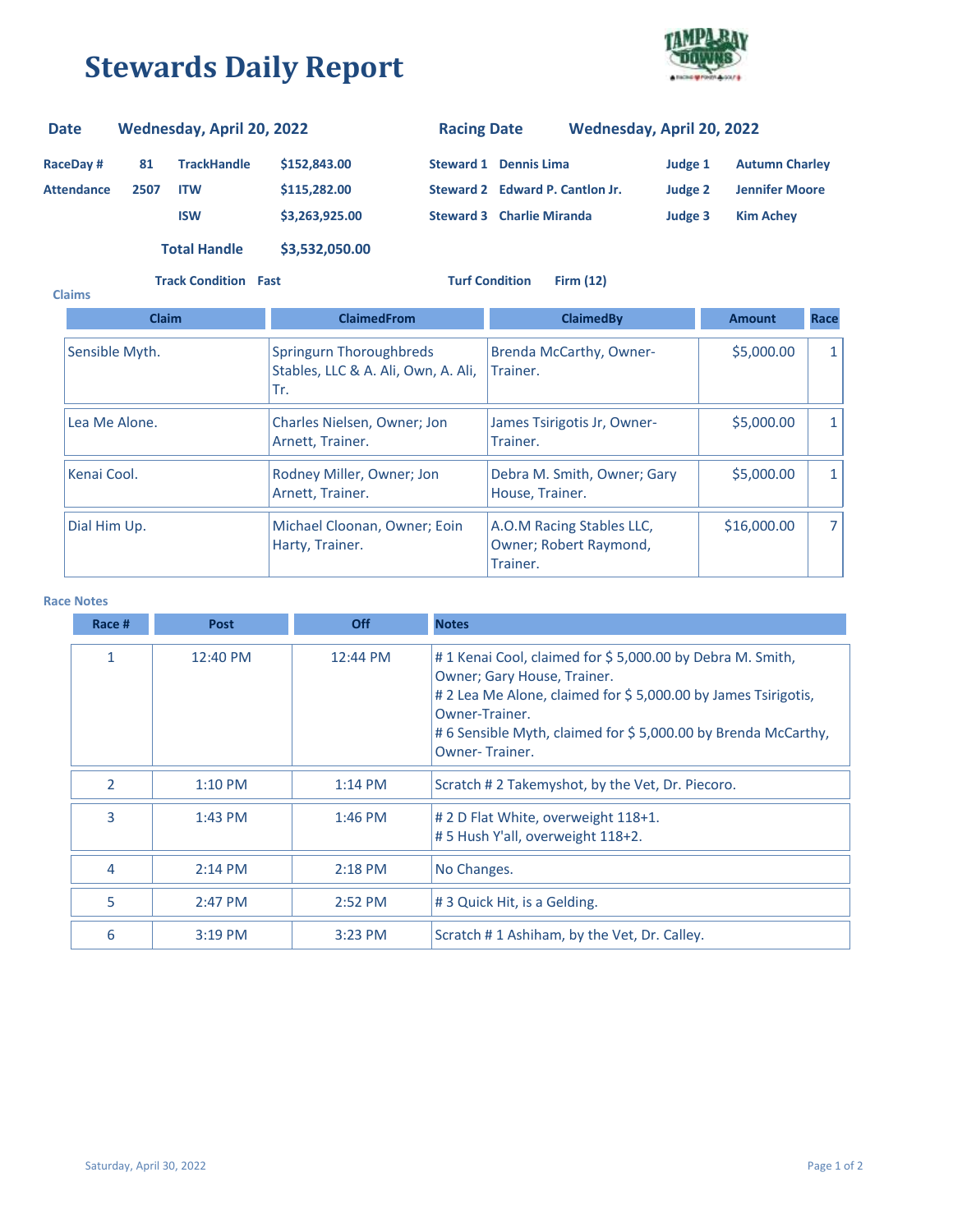# Stewards Daily Report

| | | | | | | | |
|---|---|---|---|---|---|---|---|
| **Date** | **Wednesday, April 20, 2022** | | | **Racing Date** | **Wednesday, April 20, 2022** | | |
| **RaceDay #** | **81** | **TrackHandle** | **$152,843.00** | **Steward 1** | **Dennis Lima** | **Judge 1** | **Autumn Charley** |
| **Attendance** | **2507** | **ITW** | **$115,282.00** | **Steward 2** | **Edward P. Cantlon Jr.** | **Judge 2** | **Jennifer Moore** |
| | | **ISW** | **$3,263,925.00** | **Steward 3** | **Charlie Miranda** | **Judge 3** | **Kim Achey** |
| | | **Total Handle** | **$3,532,050.00** | | | | |

**Track Condition** Fast **Turf Condition** Firm (12)

## Claims

| Claim | ClaimedFrom | ClaimedBy | Amount | Race |
|---|---|---|---|---|
| Sensible Myth. | Springurn Thoroughbreds Stables, LLC & A. Ali, Own, A. Ali, Tr. | Brenda McCarthy, Owner-Trainer. | $5,000.00 | 1 |
| Lea Me Alone. | Charles Nielsen, Owner; Jon Arnett, Trainer. | James Tsirigotis Jr, Owner-Trainer. | $5,000.00 | 1 |
| Kenai Cool. | Rodney Miller, Owner; Jon Arnett, Trainer. | Debra M. Smith, Owner; Gary House, Trainer. | $5,000.00 | 1 |
| Dial Him Up. | Michael Cloonan, Owner; Eoin Harty, Trainer. | A.O.M Racing Stables LLC, Owner; Robert Raymond, Trainer. | $16,000.00 | 7 |

## Race Notes

| Race # | Post | Off | Notes |
|---|---|---|---|
| 1 | 12:40 PM | 12:44 PM | # 1 Kenai Cool, claimed for $ 5,000.00 by Debra M. Smith, Owner; Gary House, Trainer.<br># 2 Lea Me Alone, claimed for $ 5,000.00 by James Tsirigotis, Owner-Trainer.<br># 6 Sensible Myth, claimed for $ 5,000.00 by Brenda McCarthy, Owner- Trainer. |
| 2 | 1:10 PM | 1:14 PM | Scratch # 2 Takemyshot, by the Vet, Dr. Piecoro. |
| 3 | 1:43 PM | 1:46 PM | # 2 D Flat White, overweight 118+1.<br># 5 Hush Y'all, overweight 118+2. |
| 4 | 2:14 PM | 2:18 PM | No Changes. |
| 5 | 2:47 PM | 2:52 PM | # 3 Quick Hit, is a Gelding. |
| 6 | 3:19 PM | 3:23 PM | Scratch # 1 Ashiham, by the Vet, Dr. Calley. |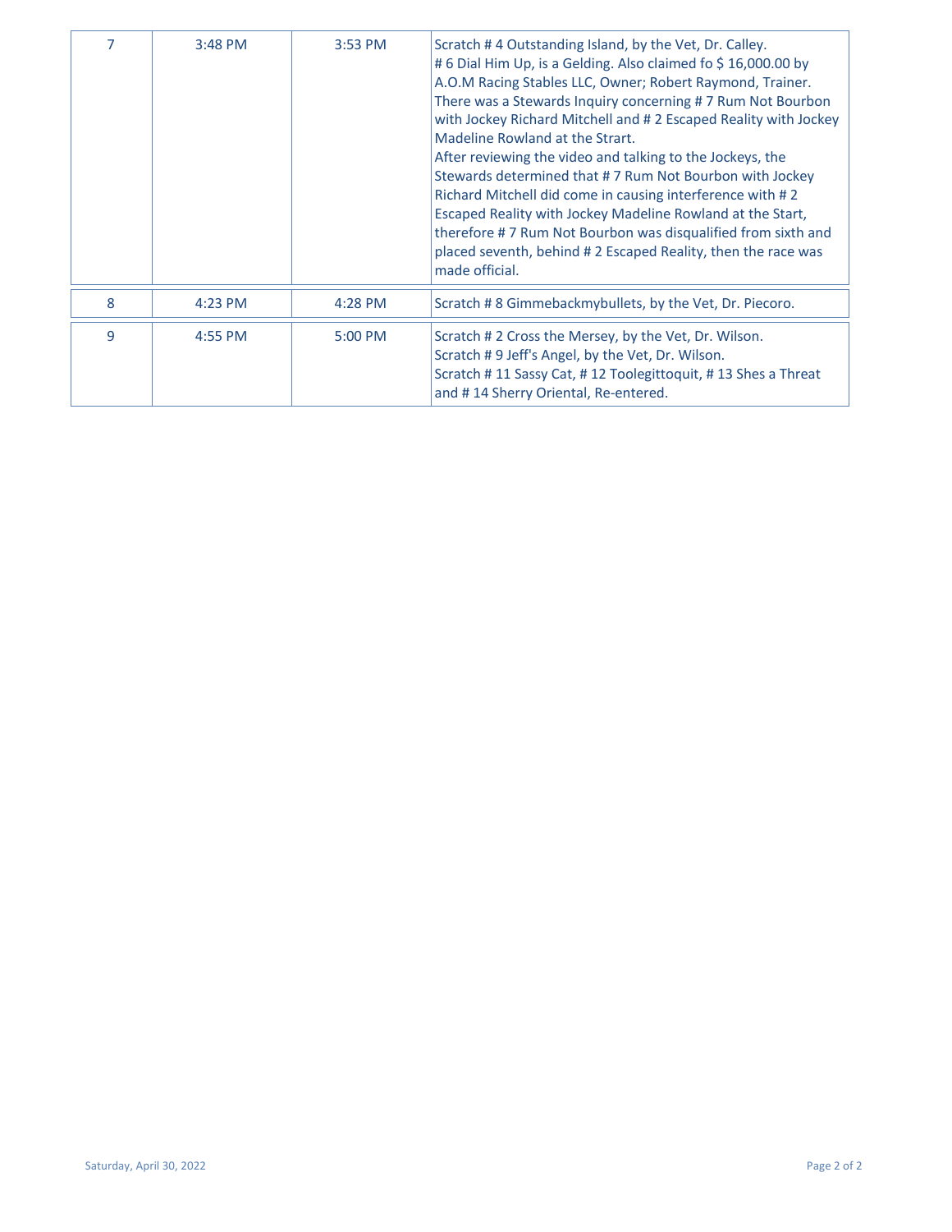| | | | |
|---|---|---|---|
| 7 | 3:48 PM | 3:53 PM | Scratch # 4 Outstanding Island, by the Vet, Dr. Calley.<br># 6 Dial Him Up, is a Gelding. Also claimed fo $ 16,000.00 by A.O.M Racing Stables LLC, Owner; Robert Raymond, Trainer.<br>There was a Stewards Inquiry concerning # 7 Rum Not Bourbon with Jockey Richard Mitchell and # 2 Escaped Reality with Jockey Madeline Rowland at the Strart.<br>After reviewing the video and talking to the Jockeys, the Stewards determined that # 7 Rum Not Bourbon with Jockey Richard Mitchell did come in causing interference with # 2 Escaped Reality with Jockey Madeline Rowland at the Start, therefore # 7 Rum Not Bourbon was disqualified from sixth and placed seventh, behind # 2 Escaped Reality, then the race was made official. |
| 8 | 4:23 PM | 4:28 PM | Scratch # 8 Gimmebackmybullets, by the Vet, Dr. Piecoro. |
| 9 | 4:55 PM | 5:00 PM | Scratch # 2 Cross the Mersey, by the Vet, Dr. Wilson.<br>Scratch # 9 Jeff's Angel, by the Vet, Dr. Wilson.<br>Scratch # 11 Sassy Cat, # 12 Toolegittoquit, # 13 Shes a Threat and # 14 Sherry Oriental, Re-entered. |

Saturday, April 30, 2022